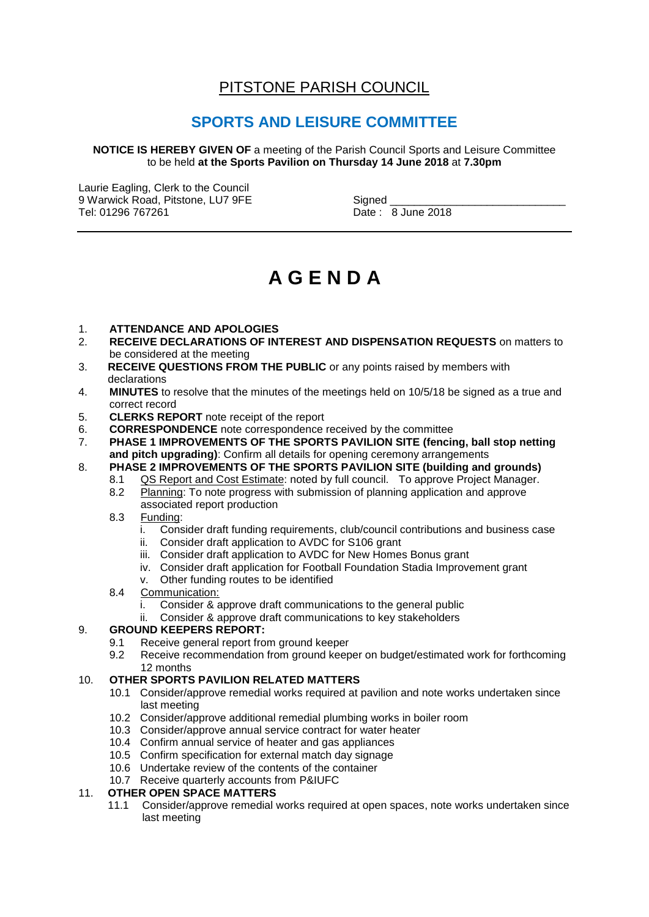# PITSTONE PARISH COUNCIL

## SPORTS AND LEISURE COMMITTEE

**NOTICE IS HEREBY GIVEN OF** a meeting of the Parish Council Sports and Leisure Committee to be held **at the Sports Pavilion on Thursday 14 June 2018** at **7.30pm**

Laurie Eagling, Clerk to the Council
9 Warwick Road, Pitstone, LU7 9FE
Tel: 01296 767261

Signed ____________________________
Date : 8 June 2018

---

# A G E N D A

1. **ATTENDANCE AND APOLOGIES**
2. **RECEIVE DECLARATIONS OF INTEREST AND DISPENSATION REQUESTS** on matters to be considered at the meeting
3. **RECEIVE QUESTIONS FROM THE PUBLIC** or any points raised by members with declarations
4. **MINUTES** to resolve that the minutes of the meetings held on 10/5/18 be signed as a true and correct record
5. **CLERKS REPORT** note receipt of the report
6. **CORRESPONDENCE** note correspondence received by the committee
7. **PHASE 1 IMPROVEMENTS OF THE SPORTS PAVILION SITE (fencing, ball stop netting and pitch upgrading)**: Confirm all details for opening ceremony arrangements
8. **PHASE 2 IMPROVEMENTS OF THE SPORTS PAVILION SITE (building and grounds)**
   - 8.1 QS Report and Cost Estimate: noted by full council. To approve Project Manager.
   - 8.2 Planning: To note progress with submission of planning application and approve associated report production
   - 8.3 Funding:
     - i. Consider draft funding requirements, club/council contributions and business case
     - ii. Consider draft application to AVDC for S106 grant
     - iii. Consider draft application to AVDC for New Homes Bonus grant
     - iv. Consider draft application for Football Foundation Stadia Improvement grant
     - v. Other funding routes to be identified
   - 8.4 Communication:
     - i. Consider & approve draft communications to the general public
     - ii. Consider & approve draft communications to key stakeholders
9. **GROUND KEEPERS REPORT:**
   - 9.1 Receive general report from ground keeper
   - 9.2 Receive recommendation from ground keeper on budget/estimated work for forthcoming 12 months
10. **OTHER SPORTS PAVILION RELATED MATTERS**
    - 10.1 Consider/approve remedial works required at pavilion and note works undertaken since last meeting
    - 10.2 Consider/approve additional remedial plumbing works in boiler room
    - 10.3 Consider/approve annual service contract for water heater
    - 10.4 Confirm annual service of heater and gas appliances
    - 10.5 Confirm specification for external match day signage
    - 10.6 Undertake review of the contents of the container
    - 10.7 Receive quarterly accounts from P&IUFC
11. **OTHER OPEN SPACE MATTERS**
    - 11.1 Consider/approve remedial works required at open spaces, note works undertaken since last meeting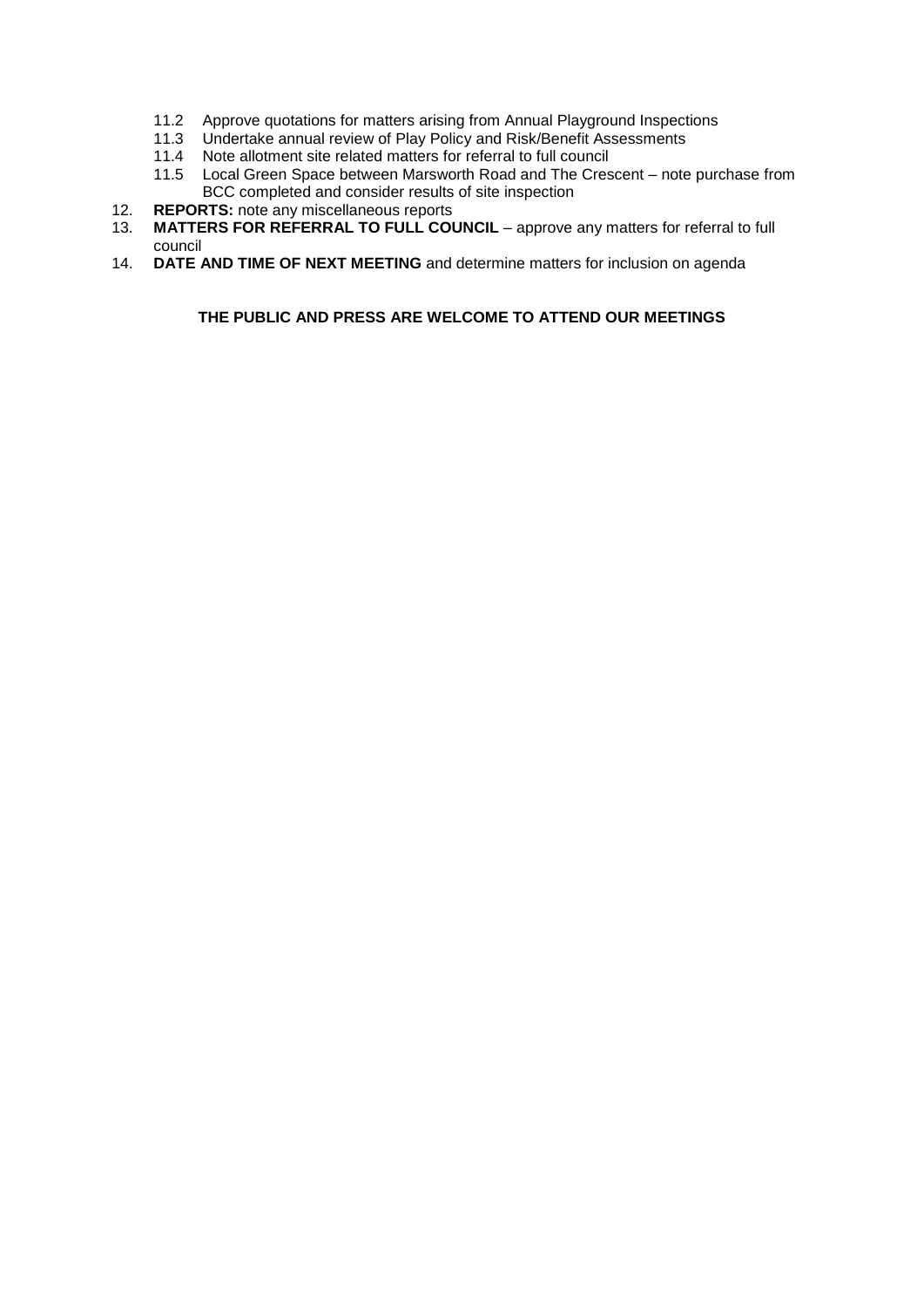- 11.2 Approve quotations for matters arising from Annual Playground Inspections
- 11.3 Undertake annual review of Play Policy and Risk/Benefit Assessments
- 11.4 Note allotment site related matters for referral to full council
- 11.5 Local Green Space between Marsworth Road and The Crescent – note purchase from BCC completed and consider results of site inspection

12. **REPORTS:** note any miscellaneous reports
13. **MATTERS FOR REFERRAL TO FULL COUNCIL** – approve any matters for referral to full council
14. **DATE AND TIME OF NEXT MEETING** and determine matters for inclusion on agenda

**THE PUBLIC AND PRESS ARE WELCOME TO ATTEND OUR MEETINGS**